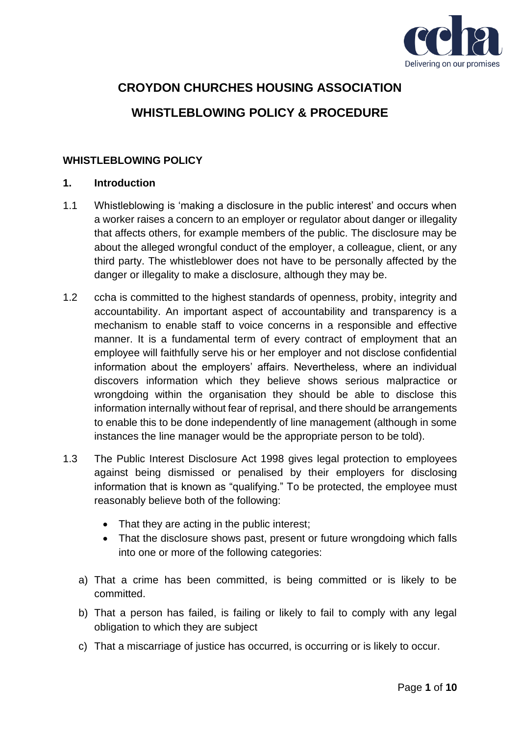# CROYDON CHURCHES HOUSING ASSOCIATION

# WHISTLEBLOWING POLICY & PROCEDURE

## WHISTLEBLOWING POLICY

### 1. Introduction

1.1 Whistleblowing is 'making a disclosure in the public interest' and occurs when a worker raises a concern to an employer or regulator about danger or illegality that affects others, for example members of the public. The disclosure may be about the alleged wrongful conduct of the employer, a colleague, client, or any third party. The whistleblower does not have to be personally affected by the danger or illegality to make a disclosure, although they may be.

1.2 ccha is committed to the highest standards of openness, probity, integrity and accountability. An important aspect of accountability and transparency is a mechanism to enable staff to voice concerns in a responsible and effective manner. It is a fundamental term of every contract of employment that an employee will faithfully serve his or her employer and not disclose confidential information about the employers' affairs. Nevertheless, where an individual discovers information which they believe shows serious malpractice or wrongdoing within the organisation they should be able to disclose this information internally without fear of reprisal, and there should be arrangements to enable this to be done independently of line management (although in some instances the line manager would be the appropriate person to be told).

1.3 The Public Interest Disclosure Act 1998 gives legal protection to employees against being dismissed or penalised by their employers for disclosing information that is known as "qualifying." To be protected, the employee must reasonably believe both of the following:

- That they are acting in the public interest;
- That the disclosure shows past, present or future wrongdoing which falls into one or more of the following categories:

a) That a crime has been committed, is being committed or is likely to be committed.

b) That a person has failed, is failing or likely to fail to comply with any legal obligation to which they are subject

c) That a miscarriage of justice has occurred, is occurring or is likely to occur.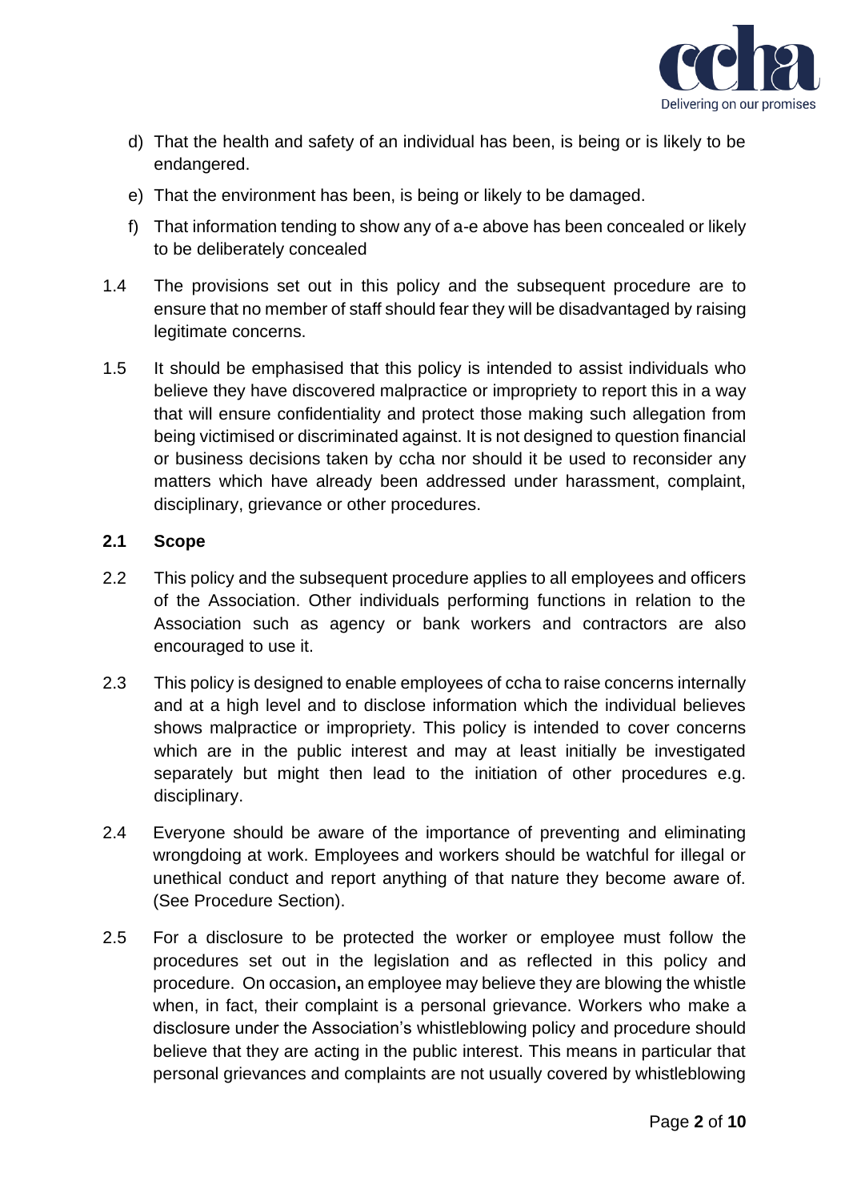d) That the health and safety of an individual has been, is being or is likely to be endangered.

e) That the environment has been, is being or likely to be damaged.

f) That information tending to show any of a-e above has been concealed or likely to be deliberately concealed

1.4 The provisions set out in this policy and the subsequent procedure are to ensure that no member of staff should fear they will be disadvantaged by raising legitimate concerns.

1.5 It should be emphasised that this policy is intended to assist individuals who believe they have discovered malpractice or impropriety to report this in a way that will ensure confidentiality and protect those making such allegation from being victimised or discriminated against. It is not designed to question financial or business decisions taken by ccha nor should it be used to reconsider any matters which have already been addressed under harassment, complaint, disciplinary, grievance or other procedures.

**2.1 Scope**

2.2 This policy and the subsequent procedure applies to all employees and officers of the Association. Other individuals performing functions in relation to the Association such as agency or bank workers and contractors are also encouraged to use it.

2.3 This policy is designed to enable employees of ccha to raise concerns internally and at a high level and to disclose information which the individual believes shows malpractice or impropriety. This policy is intended to cover concerns which are in the public interest and may at least initially be investigated separately but might then lead to the initiation of other procedures e.g. disciplinary.

2.4 Everyone should be aware of the importance of preventing and eliminating wrongdoing at work. Employees and workers should be watchful for illegal or unethical conduct and report anything of that nature they become aware of. (See Procedure Section).

2.5 For a disclosure to be protected the worker or employee must follow the procedures set out in the legislation and as reflected in this policy and procedure. On occasion**,** an employee may believe they are blowing the whistle when, in fact, their complaint is a personal grievance. Workers who make a disclosure under the Association's whistleblowing policy and procedure should believe that they are acting in the public interest. This means in particular that personal grievances and complaints are not usually covered by whistleblowing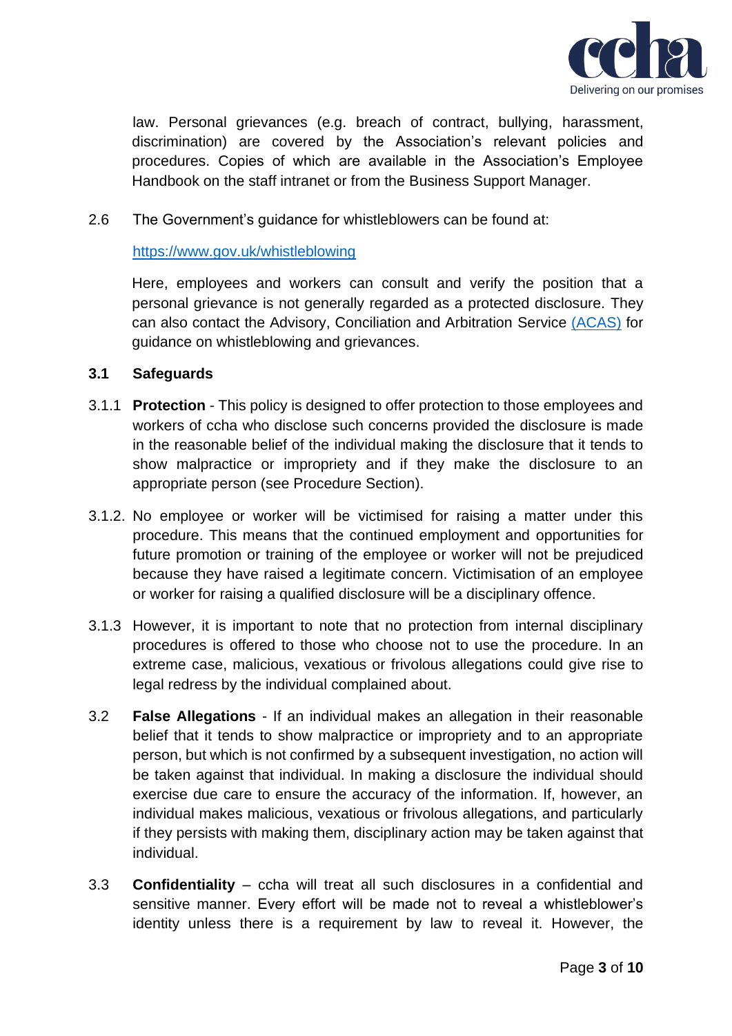law. Personal grievances (e.g. breach of contract, bullying, harassment, discrimination) are covered by the Association's relevant policies and procedures. Copies of which are available in the Association's Employee Handbook on the staff intranet or from the Business Support Manager.

2.6 The Government's guidance for whistleblowers can be found at:

[https://www.gov.uk/whistleblowing](https://www.gov.uk/whistleblowing)

Here, employees and workers can consult and verify the position that a personal grievance is not generally regarded as a protected disclosure. They can also contact the Advisory, Conciliation and Arbitration Service (ACAS) for guidance on whistleblowing and grievances.

**3.1 Safeguards**

3.1.1 **Protection** - This policy is designed to offer protection to those employees and workers of ccha who disclose such concerns provided the disclosure is made in the reasonable belief of the individual making the disclosure that it tends to show malpractice or impropriety and if they make the disclosure to an appropriate person (see Procedure Section).

3.1.2. No employee or worker will be victimised for raising a matter under this procedure. This means that the continued employment and opportunities for future promotion or training of the employee or worker will not be prejudiced because they have raised a legitimate concern. Victimisation of an employee or worker for raising a qualified disclosure will be a disciplinary offence.

3.1.3 However, it is important to note that no protection from internal disciplinary procedures is offered to those who choose not to use the procedure. In an extreme case, malicious, vexatious or frivolous allegations could give rise to legal redress by the individual complained about.

3.2 **False Allegations** - If an individual makes an allegation in their reasonable belief that it tends to show malpractice or impropriety and to an appropriate person, but which is not confirmed by a subsequent investigation, no action will be taken against that individual. In making a disclosure the individual should exercise due care to ensure the accuracy of the information. If, however, an individual makes malicious, vexatious or frivolous allegations, and particularly if they persists with making them, disciplinary action may be taken against that individual.

3.3 **Confidentiality** – ccha will treat all such disclosures in a confidential and sensitive manner. Every effort will be made not to reveal a whistleblower's identity unless there is a requirement by law to reveal it. However, the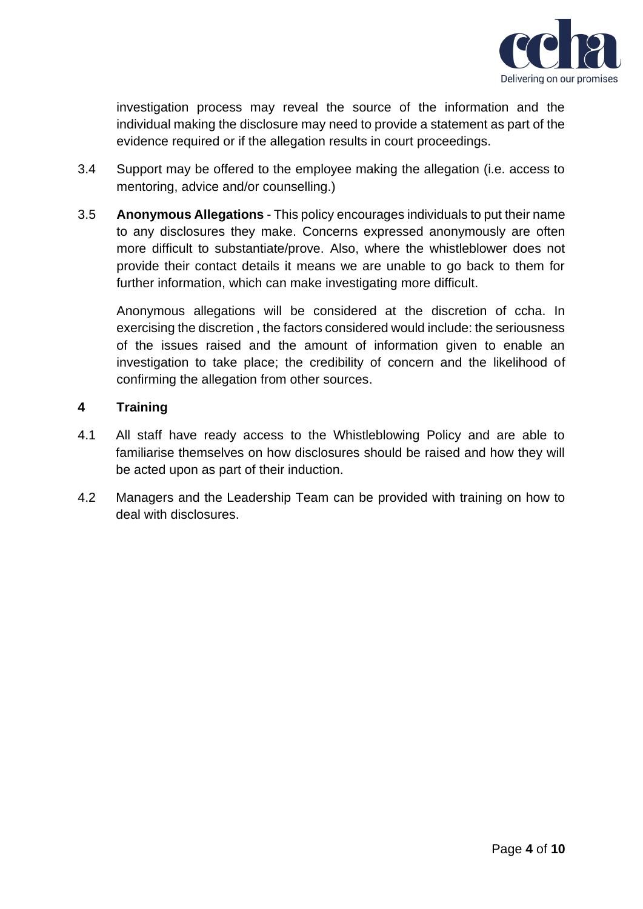investigation process may reveal the source of the information and the individual making the disclosure may need to provide a statement as part of the evidence required or if the allegation results in court proceedings.

3.4 Support may be offered to the employee making the allegation (i.e. access to mentoring, advice and/or counselling.)

3.5 **Anonymous Allegations** - This policy encourages individuals to put their name to any disclosures they make. Concerns expressed anonymously are often more difficult to substantiate/prove. Also, where the whistleblower does not provide their contact details it means we are unable to go back to them for further information, which can make investigating more difficult.

Anonymous allegations will be considered at the discretion of ccha. In exercising the discretion , the factors considered would include: the seriousness of the issues raised and the amount of information given to enable an investigation to take place; the credibility of concern and the likelihood of confirming the allegation from other sources.

## 4 Training

4.1 All staff have ready access to the Whistleblowing Policy and are able to familiarise themselves on how disclosures should be raised and how they will be acted upon as part of their induction.

4.2 Managers and the Leadership Team can be provided with training on how to deal with disclosures.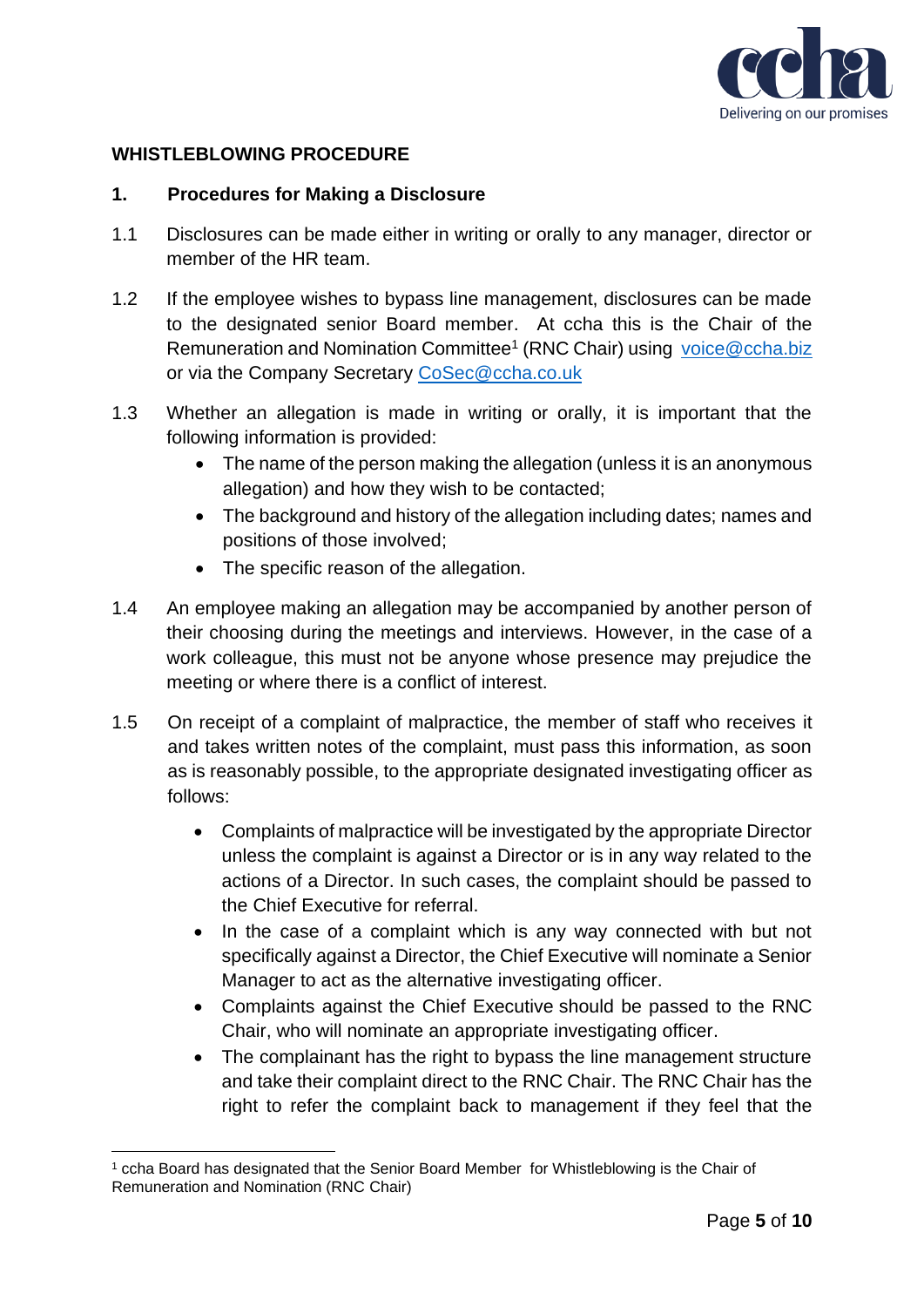## WHISTLEBLOWING PROCEDURE

### 1. Procedures for Making a Disclosure

1.1 Disclosures can be made either in writing or orally to any manager, director or member of the HR team.

1.2 If the employee wishes to bypass line management, disclosures can be made to the designated senior Board member. At ccha this is the Chair of the Remuneration and Nomination Committee[1] (RNC Chair) using voice@ccha.biz or via the Company Secretary CoSec@ccha.co.uk

1.3 Whether an allegation is made in writing or orally, it is important that the following information is provided:

- The name of the person making the allegation (unless it is an anonymous allegation) and how they wish to be contacted;
- The background and history of the allegation including dates; names and positions of those involved;
- The specific reason of the allegation.

1.4 An employee making an allegation may be accompanied by another person of their choosing during the meetings and interviews. However, in the case of a work colleague, this must not be anyone whose presence may prejudice the meeting or where there is a conflict of interest.

1.5 On receipt of a complaint of malpractice, the member of staff who receives it and takes written notes of the complaint, must pass this information, as soon as is reasonably possible, to the appropriate designated investigating officer as follows:

- Complaints of malpractice will be investigated by the appropriate Director unless the complaint is against a Director or is in any way related to the actions of a Director. In such cases, the complaint should be passed to the Chief Executive for referral.
- In the case of a complaint which is any way connected with but not specifically against a Director, the Chief Executive will nominate a Senior Manager to act as the alternative investigating officer.
- Complaints against the Chief Executive should be passed to the RNC Chair, who will nominate an appropriate investigating officer.
- The complainant has the right to bypass the line management structure and take their complaint direct to the RNC Chair. The RNC Chair has the right to refer the complaint back to management if they feel that the

[1] ccha Board has designated that the Senior Board Member for Whistleblowing is the Chair of Remuneration and Nomination (RNC Chair)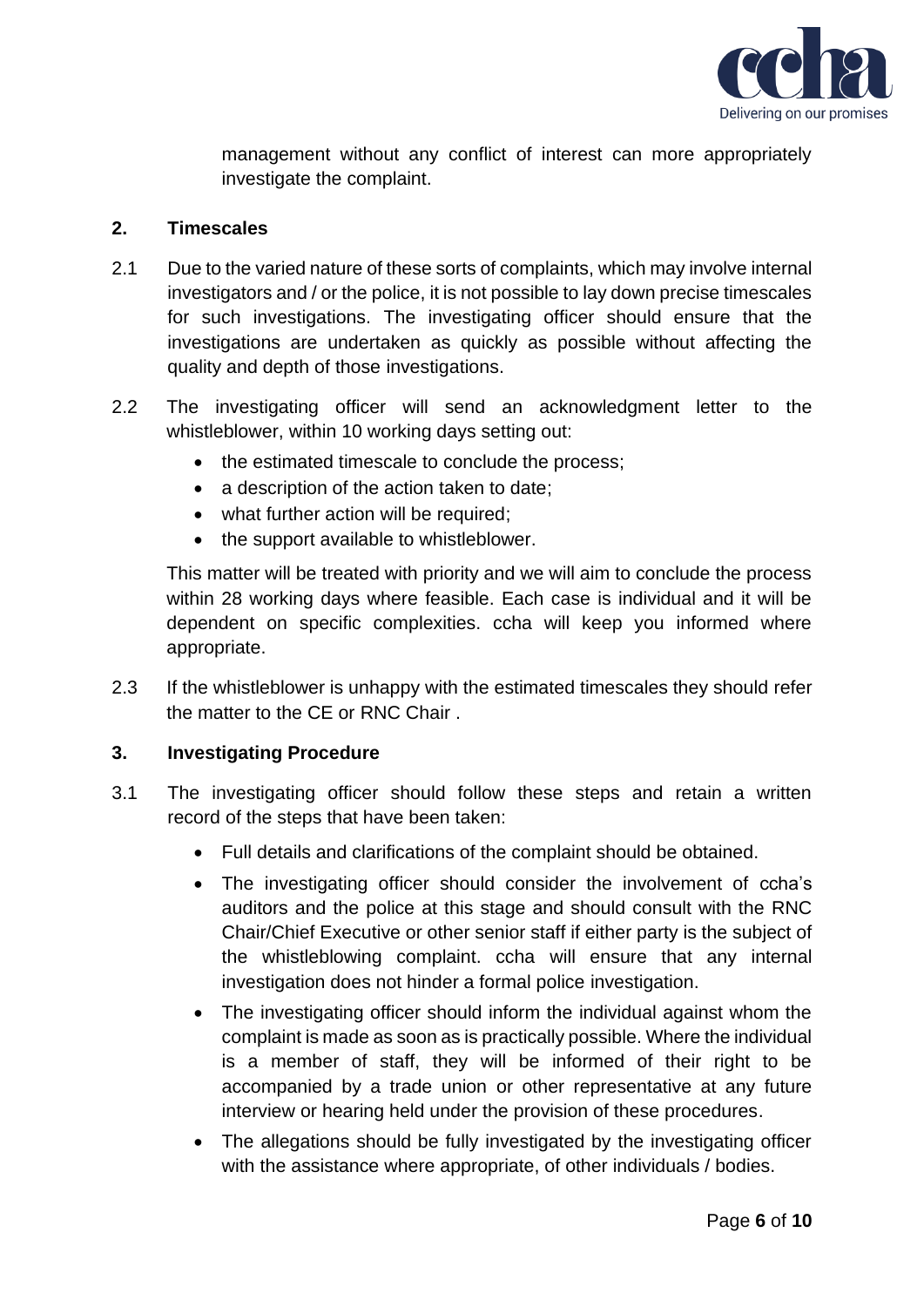management without any conflict of interest can more appropriately investigate the complaint.

## 2. Timescales

2.1 Due to the varied nature of these sorts of complaints, which may involve internal investigators and / or the police, it is not possible to lay down precise timescales for such investigations. The investigating officer should ensure that the investigations are undertaken as quickly as possible without affecting the quality and depth of those investigations.

2.2 The investigating officer will send an acknowledgment letter to the whistleblower, within 10 working days setting out:

- the estimated timescale to conclude the process;
- a description of the action taken to date;
- what further action will be required;
- the support available to whistleblower.

This matter will be treated with priority and we will aim to conclude the process within 28 working days where feasible. Each case is individual and it will be dependent on specific complexities. ccha will keep you informed where appropriate.

2.3 If the whistleblower is unhappy with the estimated timescales they should refer the matter to the CE or RNC Chair .

## 3. Investigating Procedure

3.1 The investigating officer should follow these steps and retain a written record of the steps that have been taken:

- Full details and clarifications of the complaint should be obtained.
- The investigating officer should consider the involvement of ccha's auditors and the police at this stage and should consult with the RNC Chair/Chief Executive or other senior staff if either party is the subject of the whistleblowing complaint. ccha will ensure that any internal investigation does not hinder a formal police investigation.
- The investigating officer should inform the individual against whom the complaint is made as soon as is practically possible. Where the individual is a member of staff, they will be informed of their right to be accompanied by a trade union or other representative at any future interview or hearing held under the provision of these procedures.
- The allegations should be fully investigated by the investigating officer with the assistance where appropriate, of other individuals / bodies.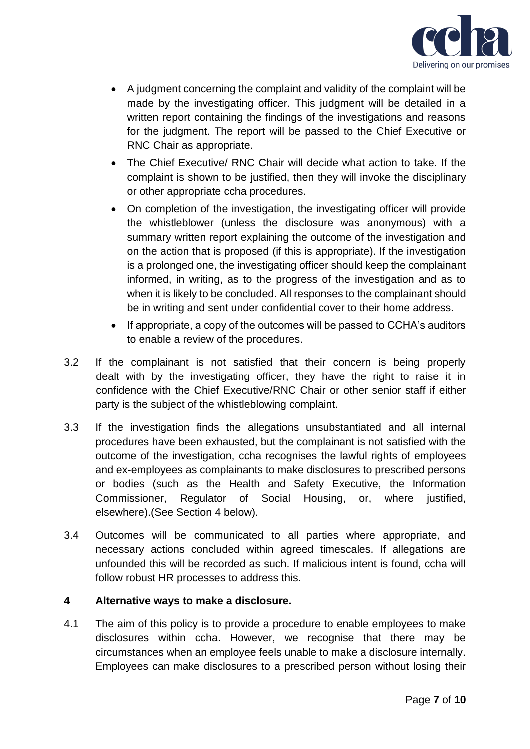- A judgment concerning the complaint and validity of the complaint will be made by the investigating officer. This judgment will be detailed in a written report containing the findings of the investigations and reasons for the judgment. The report will be passed to the Chief Executive or RNC Chair as appropriate.
- The Chief Executive/ RNC Chair will decide what action to take. If the complaint is shown to be justified, then they will invoke the disciplinary or other appropriate ccha procedures.
- On completion of the investigation, the investigating officer will provide the whistleblower (unless the disclosure was anonymous) with a summary written report explaining the outcome of the investigation and on the action that is proposed (if this is appropriate). If the investigation is a prolonged one, the investigating officer should keep the complainant informed, in writing, as to the progress of the investigation and as to when it is likely to be concluded. All responses to the complainant should be in writing and sent under confidential cover to their home address.
- If appropriate, a copy of the outcomes will be passed to CCHA's auditors to enable a review of the procedures.

3.2 If the complainant is not satisfied that their concern is being properly dealt with by the investigating officer, they have the right to raise it in confidence with the Chief Executive/RNC Chair or other senior staff if either party is the subject of the whistleblowing complaint.

3.3 If the investigation finds the allegations unsubstantiated and all internal procedures have been exhausted, but the complainant is not satisfied with the outcome of the investigation, ccha recognises the lawful rights of employees and ex-employees as complainants to make disclosures to prescribed persons or bodies (such as the Health and Safety Executive, the Information Commissioner, Regulator of Social Housing, or, where justified, elsewhere).(See Section 4 below).

3.4 Outcomes will be communicated to all parties where appropriate, and necessary actions concluded within agreed timescales. If allegations are unfounded this will be recorded as such. If malicious intent is found, ccha will follow robust HR processes to address this.

## 4 Alternative ways to make a disclosure.

4.1 The aim of this policy is to provide a procedure to enable employees to make disclosures within ccha. However, we recognise that there may be circumstances when an employee feels unable to make a disclosure internally. Employees can make disclosures to a prescribed person without losing their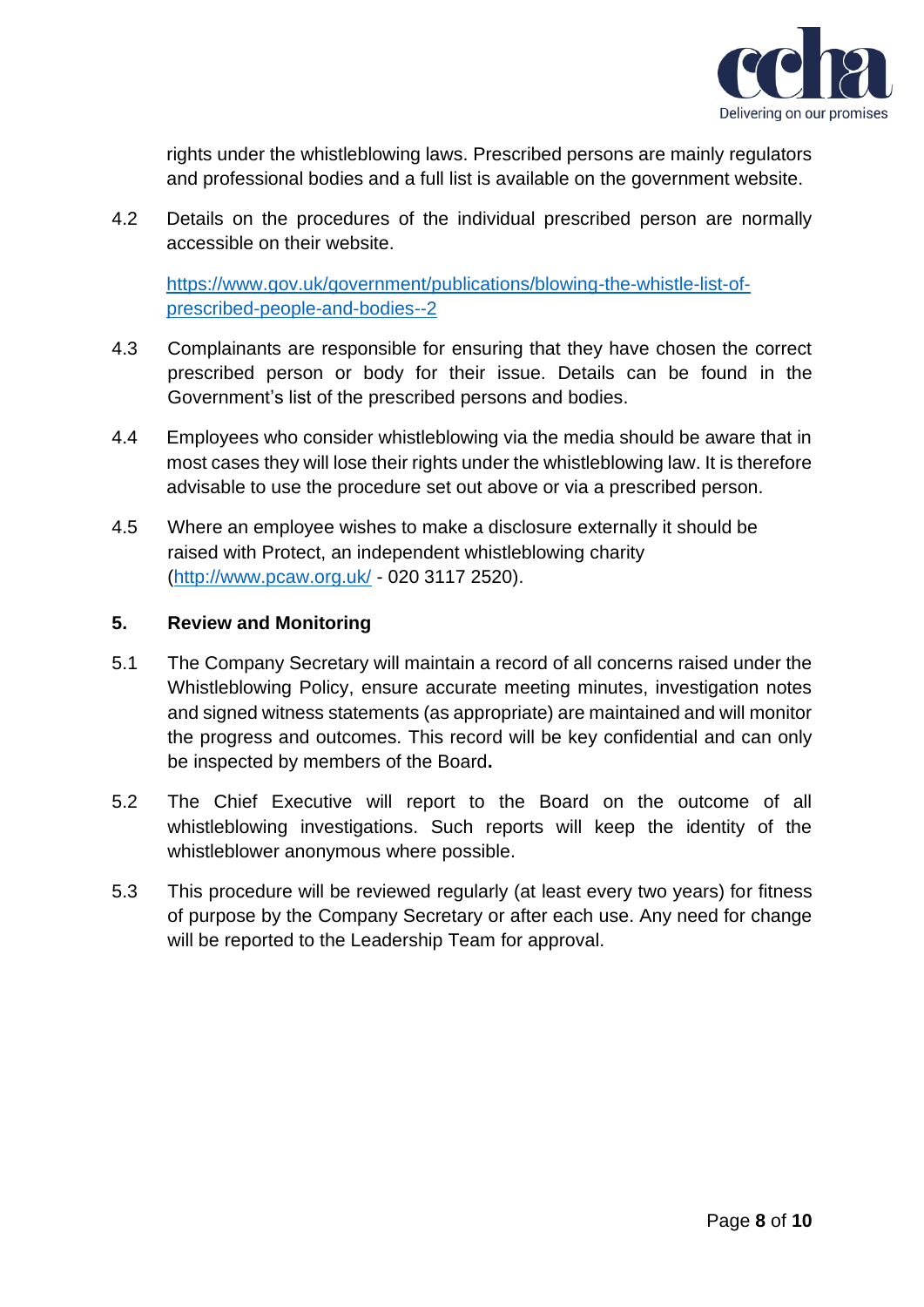rights under the whistleblowing laws. Prescribed persons are mainly regulators and professional bodies and a full list is available on the government website.

4.2 Details on the procedures of the individual prescribed person are normally accessible on their website.

[https://www.gov.uk/government/publications/blowing-the-whistle-list-of-prescribed-people-and-bodies--2](https://www.gov.uk/government/publications/blowing-the-whistle-list-of-prescribed-people-and-bodies--2)

4.3 Complainants are responsible for ensuring that they have chosen the correct prescribed person or body for their issue. Details can be found in the Government's list of the prescribed persons and bodies.

4.4 Employees who consider whistleblowing via the media should be aware that in most cases they will lose their rights under the whistleblowing law. It is therefore advisable to use the procedure set out above or via a prescribed person.

4.5 Where an employee wishes to make a disclosure externally it should be raised with Protect, an independent whistleblowing charity ([http://www.pcaw.org.uk/](http://www.pcaw.org.uk/) - 020 3117 2520).

## 5. Review and Monitoring

5.1 The Company Secretary will maintain a record of all concerns raised under the Whistleblowing Policy, ensure accurate meeting minutes, investigation notes and signed witness statements (as appropriate) are maintained and will monitor the progress and outcomes. This record will be key confidential and can only be inspected by members of the Board**.**

5.2 The Chief Executive will report to the Board on the outcome of all whistleblowing investigations. Such reports will keep the identity of the whistleblower anonymous where possible.

5.3 This procedure will be reviewed regularly (at least every two years) for fitness of purpose by the Company Secretary or after each use. Any need for change will be reported to the Leadership Team for approval.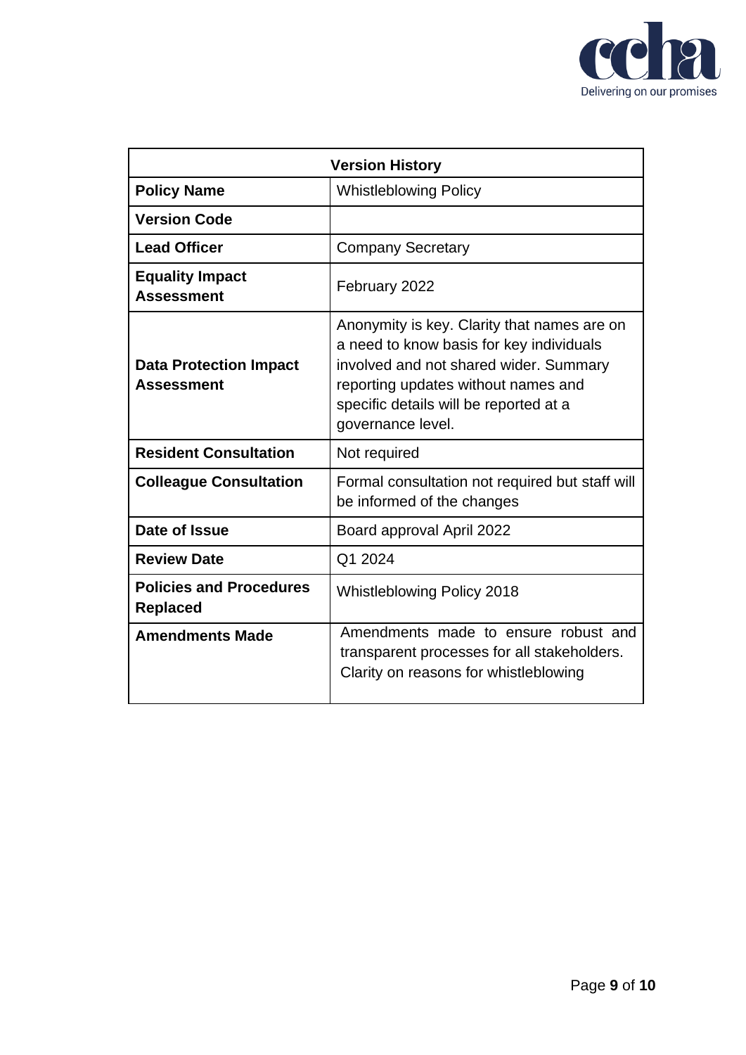| Version History | |
|---|---|
| **Policy Name** | Whistleblowing Policy |
| **Version Code** | |
| **Lead Officer** | Company Secretary |
| **Equality Impact Assessment** | February 2022 |
| **Data Protection Impact Assessment** | Anonymity is key. Clarity that names are on a need to know basis for key individuals involved and not shared wider. Summary reporting updates without names and specific details will be reported at a governance level. |
| **Resident Consultation** | Not required |
| **Colleague Consultation** | Formal consultation not required but staff will be informed of the changes |
| **Date of Issue** | Board approval April 2022 |
| **Review Date** | Q1 2024 |
| **Policies and Procedures Replaced** | Whistleblowing Policy 2018 |
| **Amendments Made** | Amendments made to ensure robust and transparent processes for all stakeholders. Clarity on reasons for whistleblowing |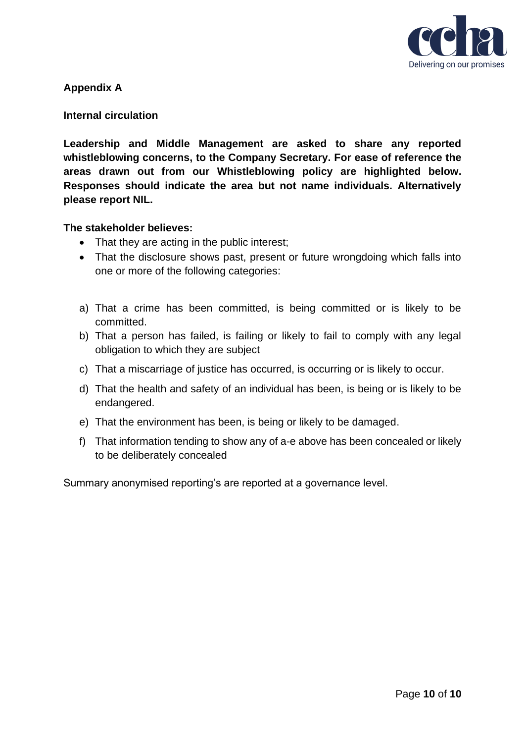**Appendix A**

**Internal circulation**

**Leadership and Middle Management are asked to share any reported whistleblowing concerns, to the Company Secretary. For ease of reference the areas drawn out from our Whistleblowing policy are highlighted below. Responses should indicate the area but not name individuals. Alternatively please report NIL.**

**The stakeholder believes:**

- That they are acting in the public interest;
- That the disclosure shows past, present or future wrongdoing which falls into one or more of the following categories:

a) That a crime has been committed, is being committed or is likely to be committed.
b) That a person has failed, is failing or likely to fail to comply with any legal obligation to which they are subject
c) That a miscarriage of justice has occurred, is occurring or is likely to occur.
d) That the health and safety of an individual has been, is being or is likely to be endangered.
e) That the environment has been, is being or likely to be damaged.
f) That information tending to show any of a-e above has been concealed or likely to be deliberately concealed

Summary anonymised reporting's are reported at a governance level.